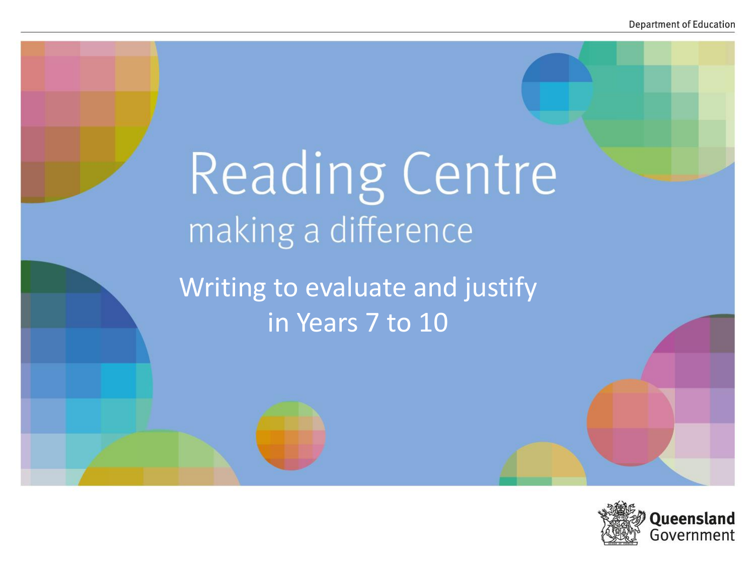Department of Education

# Reading Centre

making a difference

## Writing to evaluate and justify in Years 7 to 10

Queensland Government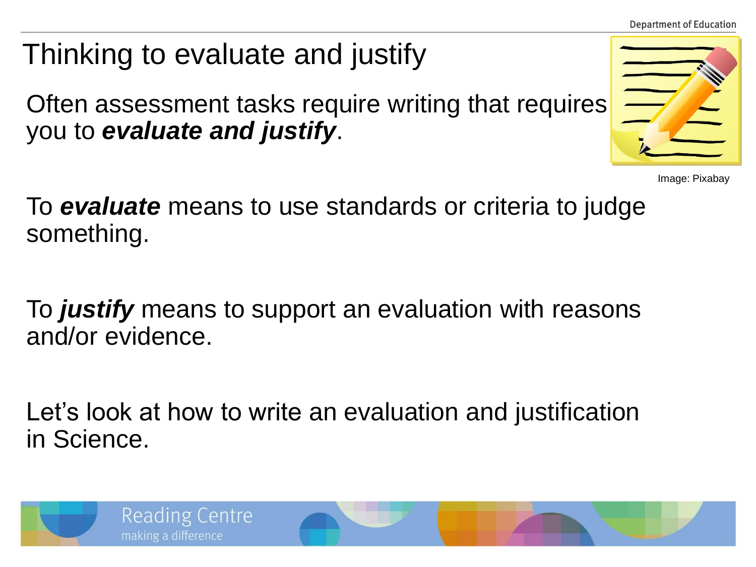# Thinking to evaluate and justify

Often assessment tasks require writing that requires you to ***evaluate and justify***.

Image: Pixabay

To ***evaluate*** means to use standards or criteria to judge something.

To ***justify*** means to support an evaluation with reasons and/or evidence.

Let's look at how to write an evaluation and justification in Science.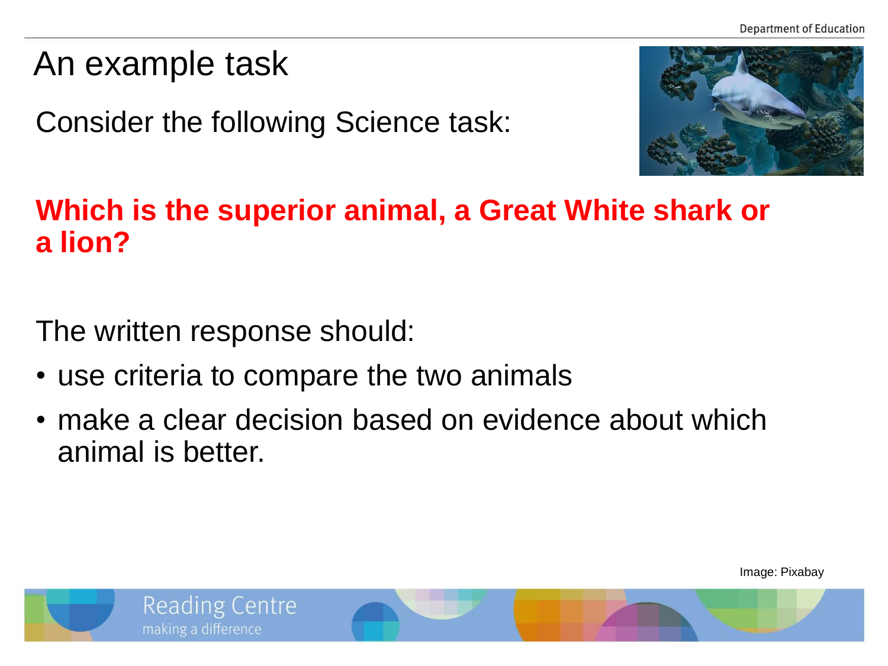# An example task

Consider the following Science task:

**Which is the superior animal, a Great White shark or a lion?**

The written response should:

- use criteria to compare the two animals
- make a clear decision based on evidence about which animal is better.

Image: Pixabay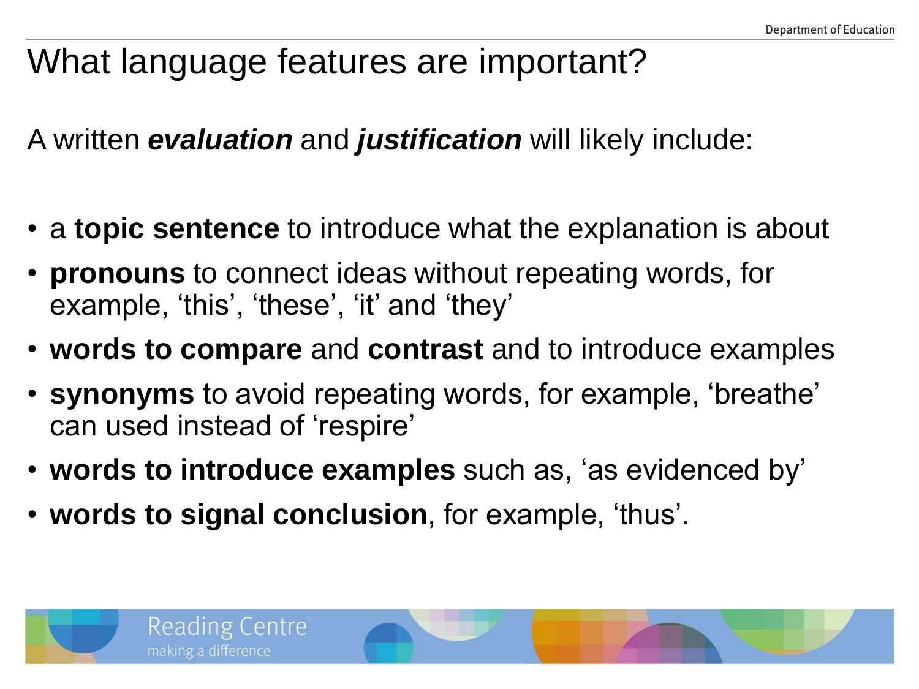# What language features are important?

A written ***evaluation*** and ***justification*** will likely include:

- a **topic sentence** to introduce what the explanation is about
- **pronouns** to connect ideas without repeating words, for example, 'this', 'these', 'it' and 'they'
- **words to compare** and **contrast** and to introduce examples
- **synonyms** to avoid repeating words, for example, 'breathe' can used instead of 'respire'
- **words to introduce examples** such as, 'as evidenced by'
- **words to signal conclusion**, for example, 'thus'.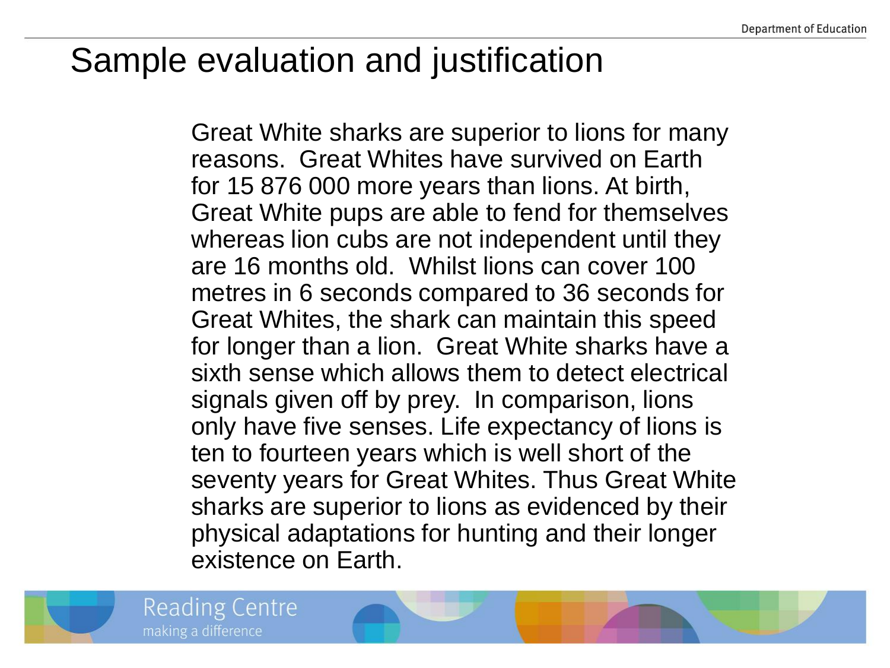# Sample evaluation and justification

Great White sharks are superior to lions for many reasons. Great Whites have survived on Earth for 15 876 000 more years than lions. At birth, Great White pups are able to fend for themselves whereas lion cubs are not independent until they are 16 months old. Whilst lions can cover 100 metres in 6 seconds compared to 36 seconds for Great Whites, the shark can maintain this speed for longer than a lion. Great White sharks have a sixth sense which allows them to detect electrical signals given off by prey. In comparison, lions only have five senses. Life expectancy of lions is ten to fourteen years which is well short of the seventy years for Great Whites. Thus Great White sharks are superior to lions as evidenced by their physical adaptations for hunting and their longer existence on Earth.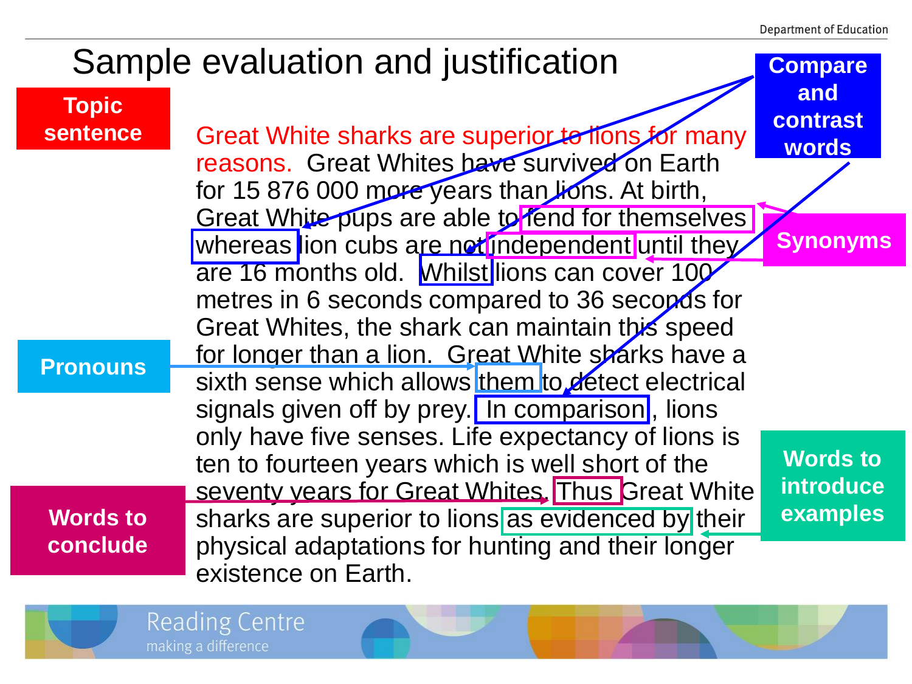# Sample evaluation and justification

Topic sentence

Compare and contrast words

Synonyms

Pronouns

Words to introduce examples

Words to conclude

Great White sharks are superior to lions for many reasons. Great Whites have survived on Earth for 15 876 000 more years than lions. At birth, Great White pups are able to fend for themselves whereas lion cubs are not independent until they are 16 months old. Whilst lions can cover 100 metres in 6 seconds compared to 36 seconds for Great Whites, the shark can maintain this speed for longer than a lion. Great White sharks have a sixth sense which allows them to detect electrical signals given off by prey. In comparison, lions only have five senses. Life expectancy of lions is ten to fourteen years which is well short of the seventy years for Great Whites. Thus Great White sharks are superior to lions as evidenced by their physical adaptations for hunting and their longer existence on Earth.